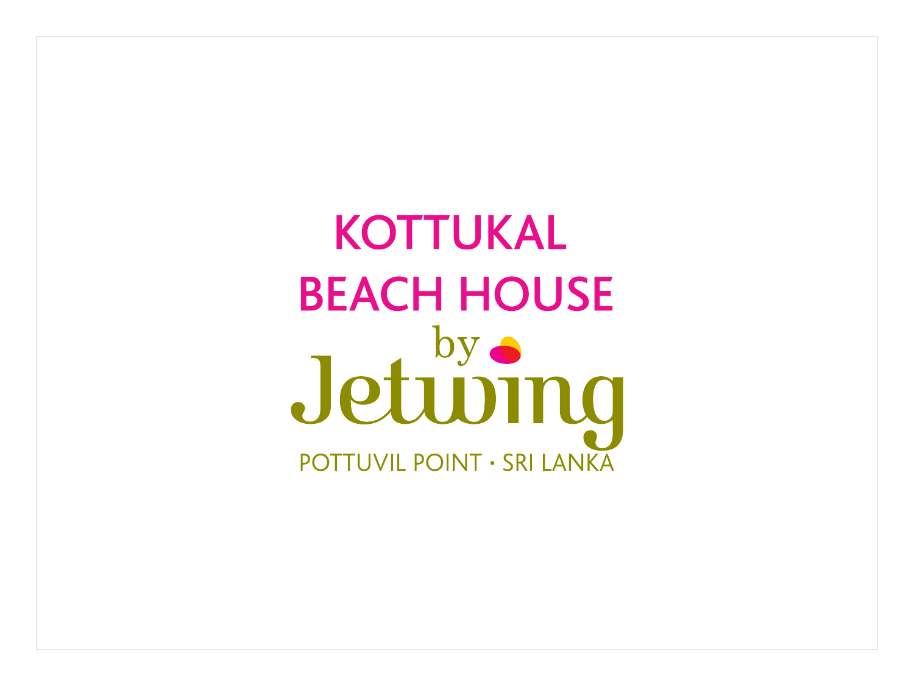# KOTTUKAL BEACH HOUSE

by

Jetwing

POTTUVIL POINT • SRI LANKA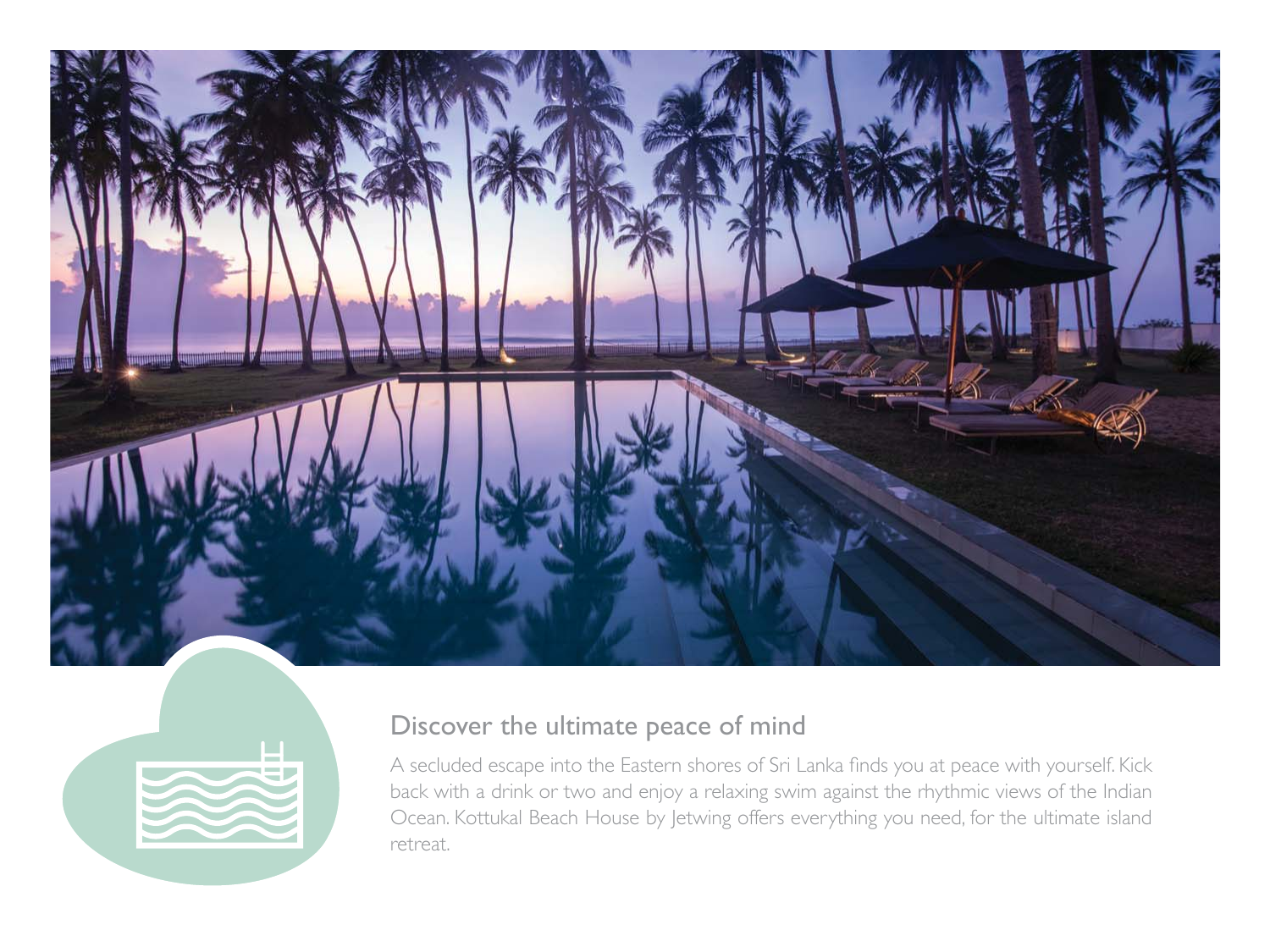## Discover the ultimate peace of mind

A secluded escape into the Eastern shores of Sri Lanka finds you at peace with yourself. Kick back with a drink or two and enjoy a relaxing swim against the rhythmic views of the Indian Ocean. Kottukal Beach House by Jetwing offers everything you need, for the ultimate island retreat.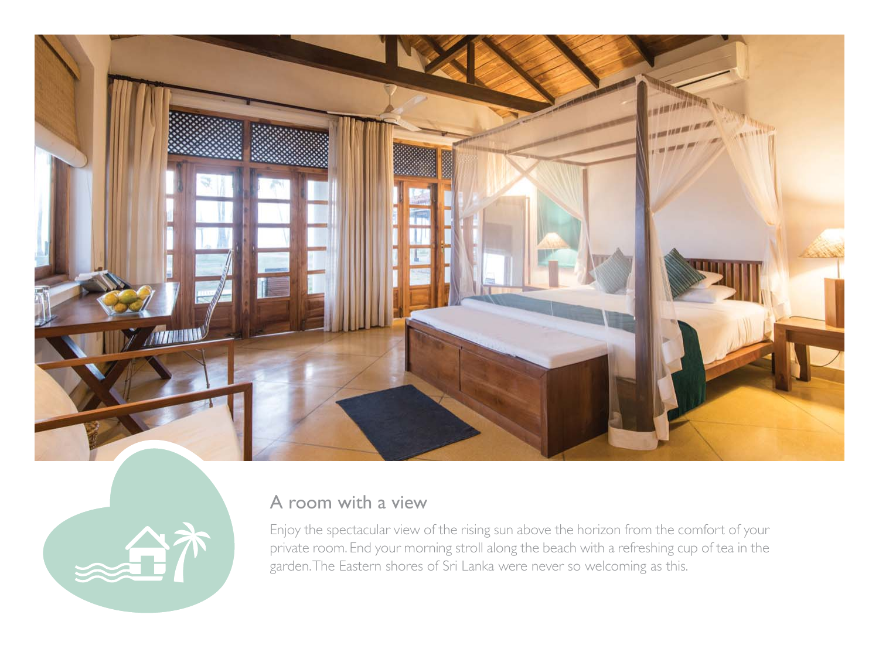## A room with a view

Enjoy the spectacular view of the rising sun above the horizon from the comfort of your private room. End your morning stroll along the beach with a refreshing cup of tea in the garden. The Eastern shores of Sri Lanka were never so welcoming as this.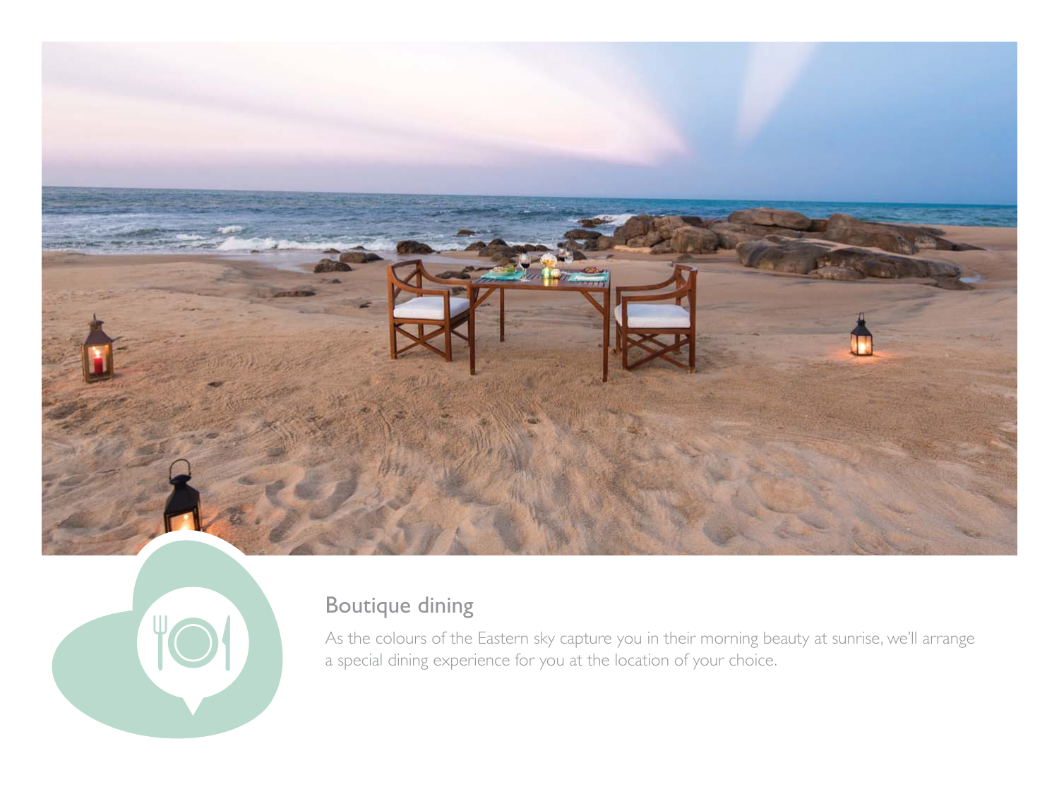## Boutique dining

As the colours of the Eastern sky capture you in their morning beauty at sunrise, we'll arrange a special dining experience for you at the location of your choice.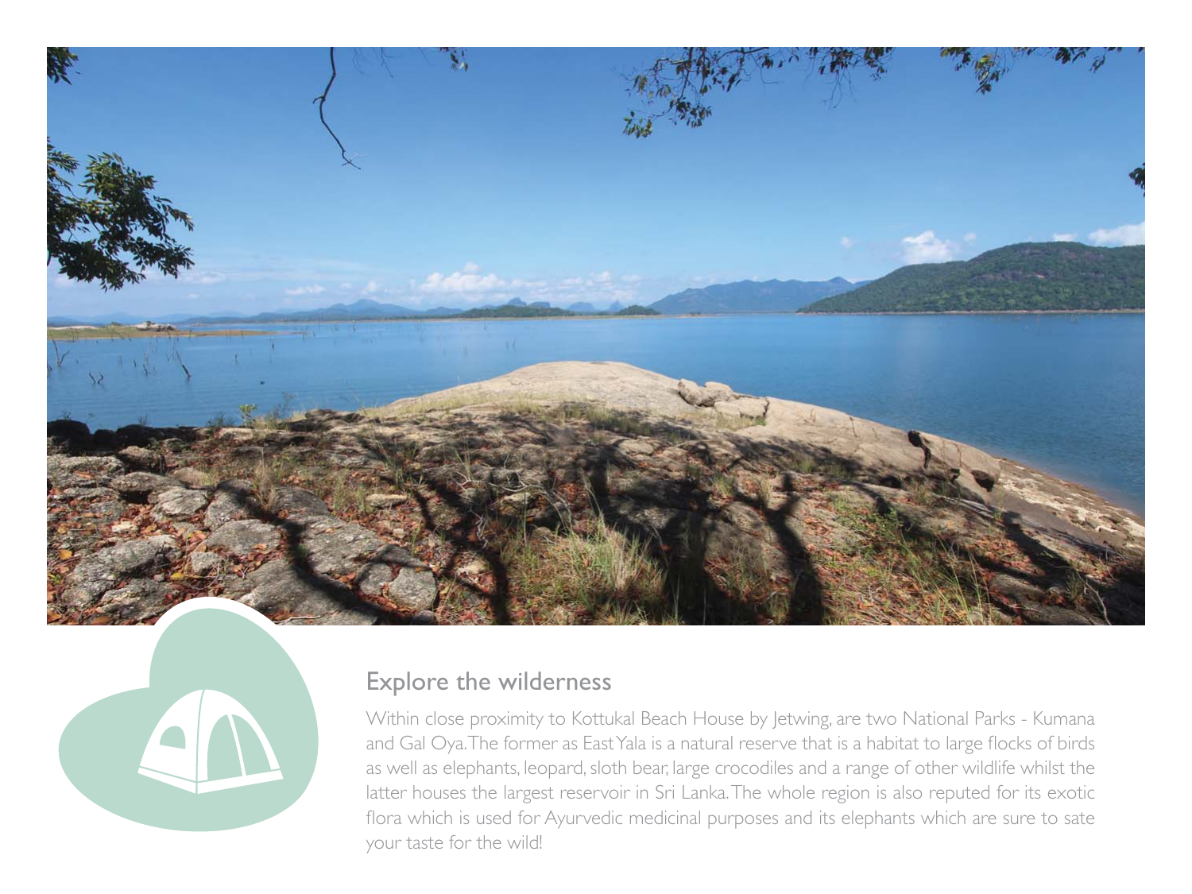## Explore the wilderness

Within close proximity to Kottukal Beach House by Jetwing, are two National Parks - Kumana and Gal Oya. The former as East Yala is a natural reserve that is a habitat to large flocks of birds as well as elephants, leopard, sloth bear, large crocodiles and a range of other wildlife whilst the latter houses the largest reservoir in Sri Lanka. The whole region is also reputed for its exotic flora which is used for Ayurvedic medicinal purposes and its elephants which are sure to sate your taste for the wild!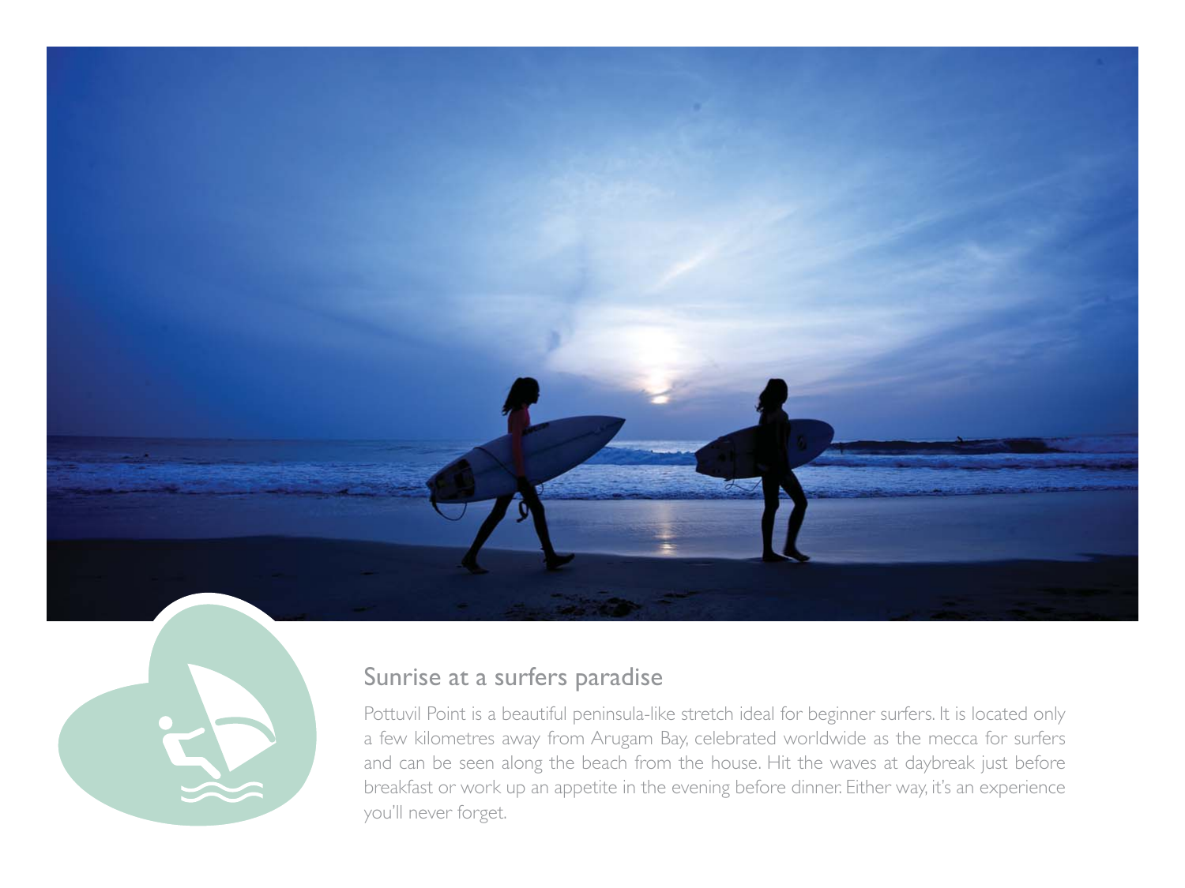## Sunrise at a surfers paradise

Pottuvil Point is a beautiful peninsula-like stretch ideal for beginner surfers. It is located only a few kilometres away from Arugam Bay, celebrated worldwide as the mecca for surfers and can be seen along the beach from the house. Hit the waves at daybreak just before breakfast or work up an appetite in the evening before dinner. Either way, it's an experience you'll never forget.